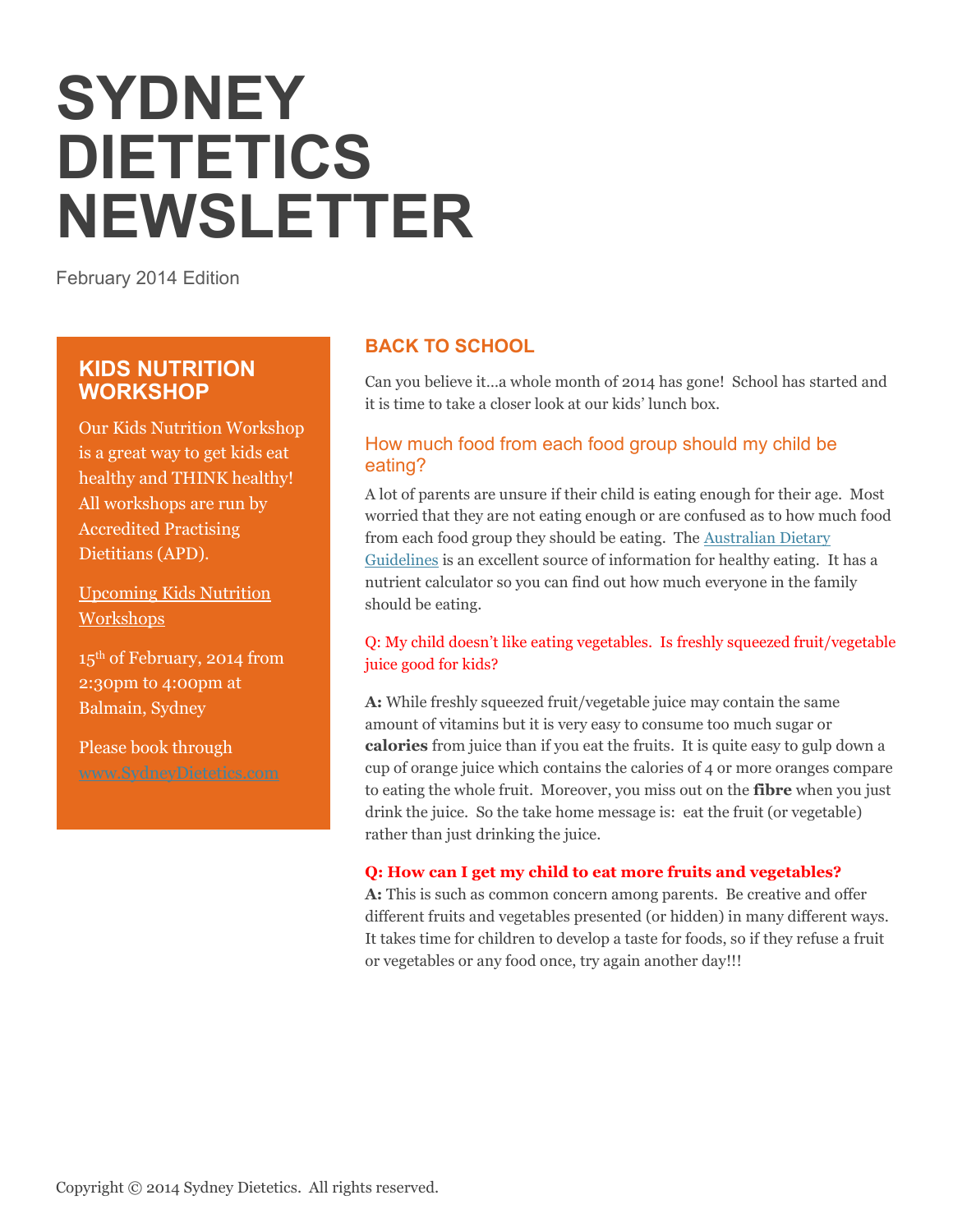# SYDNEY DIETETICS NEWSLETTER

February 2014 Edition

## KIDS NUTRITION WORKSHOP

Our Kids Nutrition Workshop is a great way to get kids eat healthy and THINK healthy! All workshops are run by Accredited Practising Dietitians (APD).

Upcoming Kids Nutrition Workshops

15th of February, 2014 from 2:30pm to 4:00pm at Balmain, Sydney

Please book through www.SydneyDietetics.com

## BACK TO SCHOOL

Can you believe it…a whole month of 2014 has gone! School has started and it is time to take a closer look at our kids' lunch box.

### How much food from each food group should my child be eating?

A lot of parents are unsure if their child is eating enough for their age. Most worried that they are not eating enough or are confused as to how much food from each food group they should be eating. The Australian Dietary Guidelines is an excellent source of information for healthy eating. It has a nutrient calculator so you can find out how much everyone in the family should be eating.

Q: My child doesn't like eating vegetables. Is freshly squeezed fruit/vegetable juice good for kids?

**A:** While freshly squeezed fruit/vegetable juice may contain the same amount of vitamins but it is very easy to consume too much sugar or **calories** from juice than if you eat the fruits. It is quite easy to gulp down a cup of orange juice which contains the calories of 4 or more oranges compare to eating the whole fruit. Moreover, you miss out on the **fibre** when you just drink the juice. So the take home message is: eat the fruit (or vegetable) rather than just drinking the juice.

**Q: How can I get my child to eat more fruits and vegetables?**

**A:** This is such as common concern among parents. Be creative and offer different fruits and vegetables presented (or hidden) in many different ways. It takes time for children to develop a taste for foods, so if they refuse a fruit or vegetables or any food once, try again another day!!!

Copyright © 2014 Sydney Dietetics. All rights reserved.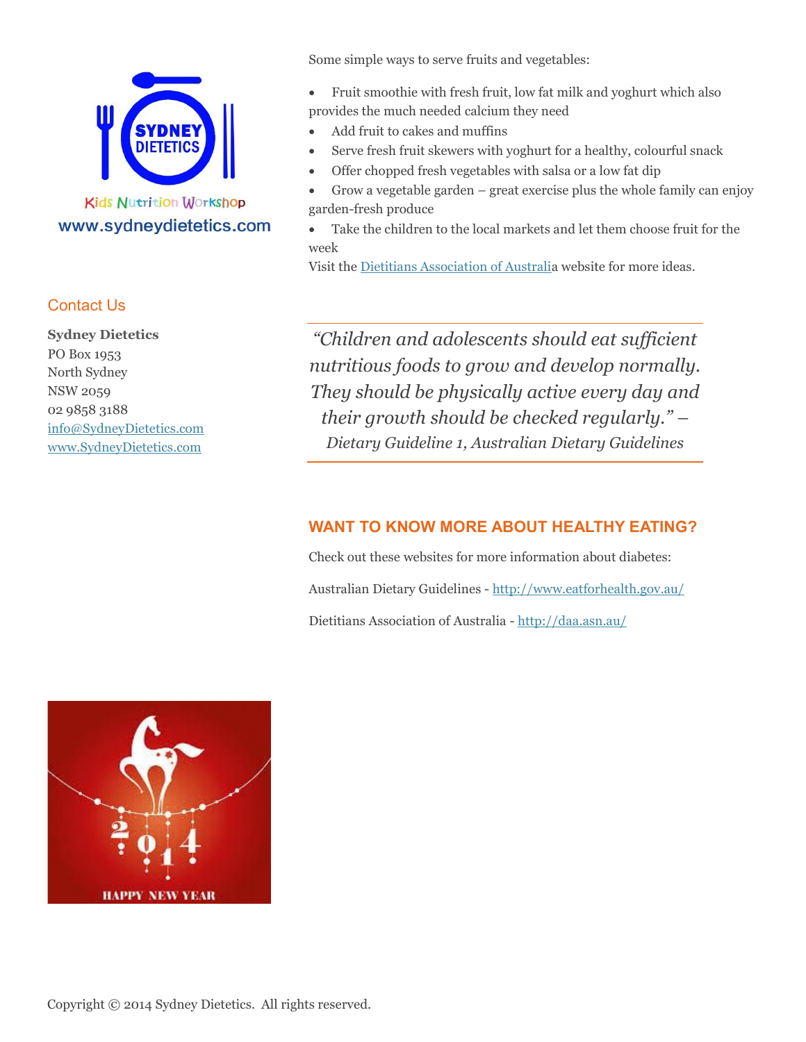Kids Nutrition Workshop

www.sydneydietetics.com

Some simple ways to serve fruits and vegetables:

- Fruit smoothie with fresh fruit, low fat milk and yoghurt which also provides the much needed calcium they need
- Add fruit to cakes and muffins
- Serve fresh fruit skewers with yoghurt for a healthy, colourful snack
- Offer chopped fresh vegetables with salsa or a low fat dip
- Grow a vegetable garden – great exercise plus the whole family can enjoy garden-fresh produce
- Take the children to the local markets and let them choose fruit for the week

Visit the Dietitians Association of Australia website for more ideas.

## Contact Us

**Sydney Dietetics**
PO Box 1953
North Sydney
NSW 2059
02 9858 3188
info@SydneyDietetics.com
www.SydneyDietetics.com

> *"Children and adolescents should eat sufficient nutritious foods to grow and develop normally. They should be physically active every day and their growth should be checked regularly." – Dietary Guideline 1, Australian Dietary Guidelines*

## WANT TO KNOW MORE ABOUT HEALTHY EATING?

Check out these websites for more information about diabetes:

Australian Dietary Guidelines - http://www.eatforhealth.gov.au/

Dietitians Association of Australia - http://daa.asn.au/

Copyright © 2014 Sydney Dietetics. All rights reserved.